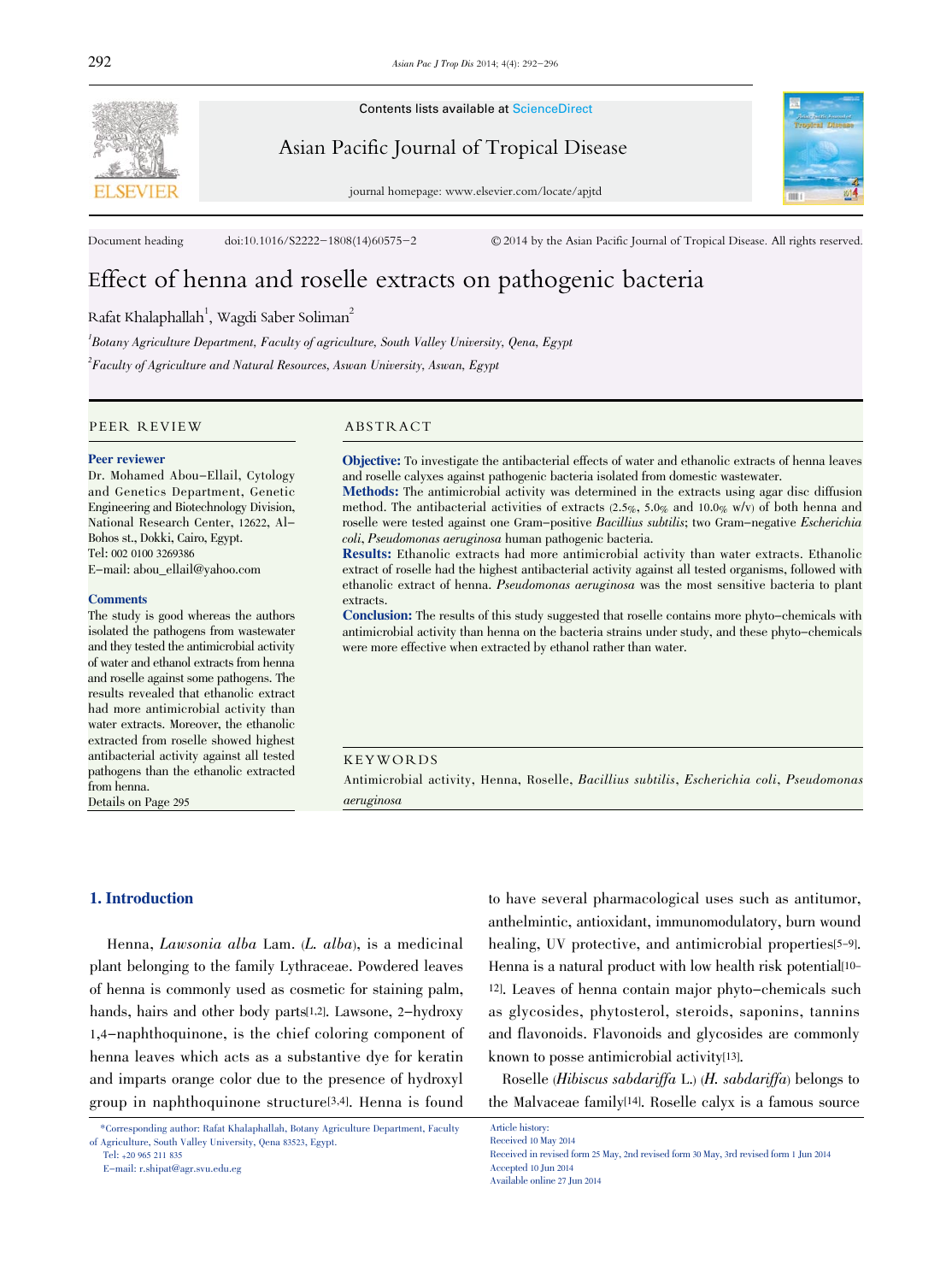Contents lists available at ScienceDirect

Asian Pacific Journal of Tropical Disease

journal homepage: www.elsevier.com/locate/apjtd

Document heading doi:10.1016/S2222-1808(14)60575-2 © 2014 by the Asian Pacific Journal of Tropical Disease. All rights reserved.

# Effect of henna and roselle extracts on pathogenic bacteria

Rafat Khalaphallah[1], Wagdi Saber Soliman[2]

[1]Botany Agriculture Department, Faculty of agriculture, South Valley University, Qena, Egypt

[2]Faculty of Agriculture and Natural Resources, Aswan University, Aswan, Egypt

## PEER REVIEW

**Peer reviewer**

Dr. Mohamed Abou-Ellail, Cytology and Genetics Department, Genetic Engineering and Biotechnology Division, National Research Center, 12622, Al-Bohos st., Dokki, Cairo, Egypt.
Tel: 002 0100 3269386
E-mail: abou_ellail@yahoo.com

**Comments**

The study is good whereas the authors isolated the pathogens from wastewater and they tested the antimicrobial activity of water and ethanol extracts from henna and roselle against some pathogens. The results revealed that ethanolic extract had more antimicrobial activity than water extracts. Moreover, the ethanolic extracted from roselle showed highest antibacterial activity against all tested pathogens than the ethanolic extracted from henna.
Details on Page 295

## ABSTRACT

**Objective:** To investigate the antibacterial effects of water and ethanolic extracts of henna leaves and roselle calyxes against pathogenic bacteria isolated from domestic wastewater.

**Methods:** The antimicrobial activity was determined in the extracts using agar disc diffusion method. The antibacterial activities of extracts (2.5%, 5.0% and 10.0% w/v) of both henna and roselle were tested against one Gram-positive *Bacillius subtilis*; two Gram-negative *Escherichia coli*, *Pseudomonas aeruginosa* human pathogenic bacteria.

**Results:** Ethanolic extracts had more antimicrobial activity than water extracts. Ethanolic extract of roselle had the highest antibacterial activity against all tested organisms, followed with ethanolic extract of henna. *Pseudomonas aeruginosa* was the most sensitive bacteria to plant extracts.

**Conclusion:** The results of this study suggested that roselle contains more phyto-chemicals with antimicrobial activity than henna on the bacteria strains under study, and these phyto-chemicals were more effective when extracted by ethanol rather than water.

## KEYWORDS

Antimicrobial activity, Henna, Roselle, *Bacillius subtilis*, *Escherichia coli*, *Pseudomonas aeruginosa*

## 1. Introduction

Henna, *Lawsonia alba* Lam. (*L. alba*), is a medicinal plant belonging to the family Lythraceae. Powdered leaves of henna is commonly used as cosmetic for staining palm, hands, hairs and other body parts[1,2]. Lawsone, 2-hydroxy 1,4-naphthoquinone, is the chief coloring component of henna leaves which acts as a substantive dye for keratin and imparts orange color due to the presence of hydroxyl group in naphthoquinone structure[3,4]. Henna is found to have several pharmacological uses such as antitumor, anthelmintic, antioxidant, immunomodulatory, burn wound healing, UV protective, and antimicrobial properties[5-9]. Henna is a natural product with low health risk potential[10-12]. Leaves of henna contain major phyto-chemicals such as glycosides, phytosterol, steroids, saponins, tannins and flavonoids. Flavonoids and glycosides are commonly known to posse antimicrobial activity[13].

Roselle (*Hibiscus sabdariffa* L.) (*H. sabdariffa*) belongs to the Malvaceae family[14]. Roselle calyx is a famous source

*Corresponding author: Rafat Khalaphallah, Botany Agriculture Department, Faculty of Agriculture, South Valley University, Qena 83523, Egypt.
Tel: +20 965 211 835
E-mail: r.shipat@agr.svu.edu.eg

Article history:
Received 10 May 2014
Received in revised form 25 May, 2nd revised form 30 May, 3rd revised form 1 Jun 2014
Accepted 10 Jun 2014
Available online 27 Jun 2014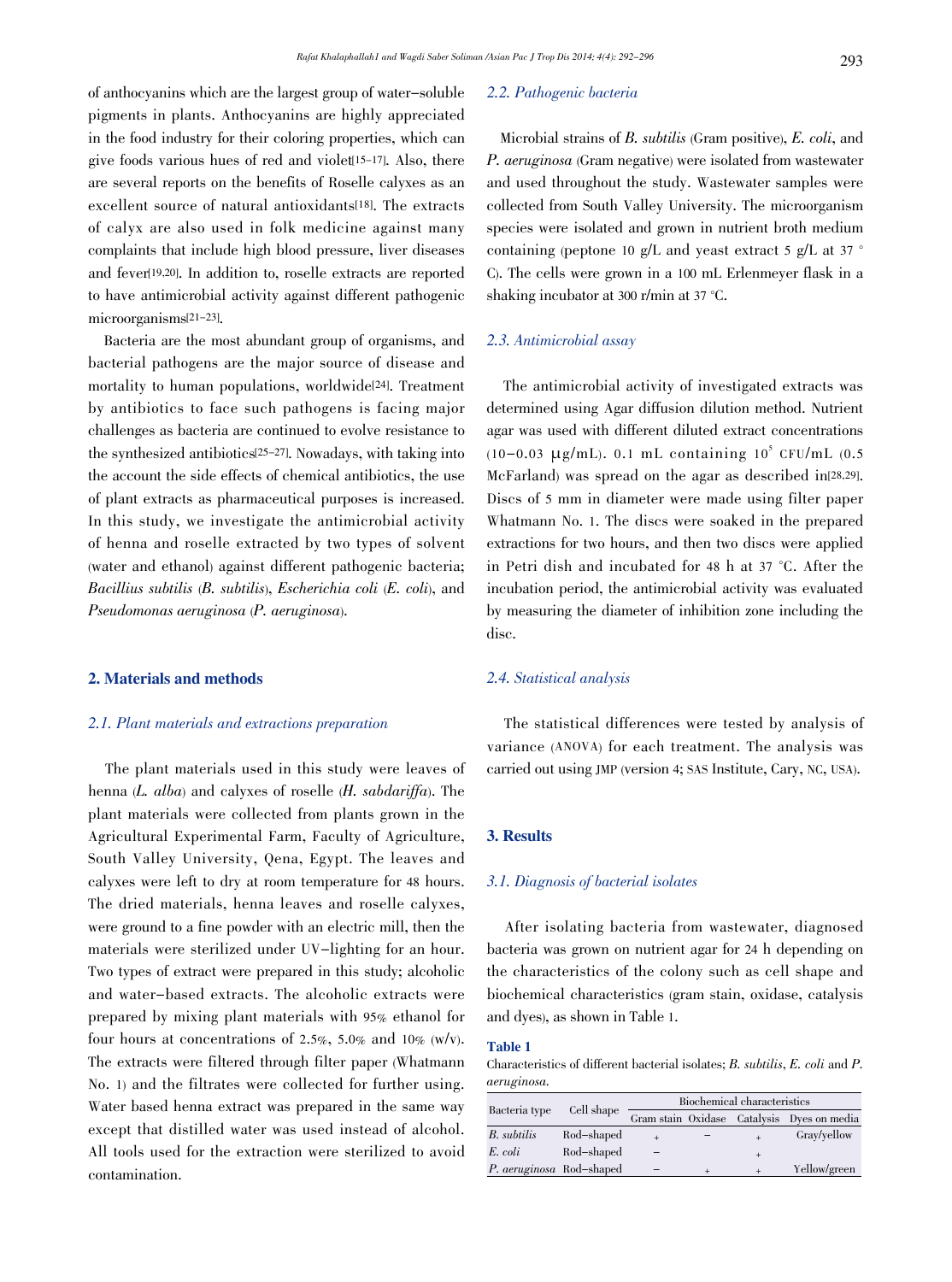of anthocyanins which are the largest group of water-soluble pigments in plants. Anthocyanins are highly appreciated in the food industry for their coloring properties, which can give foods various hues of red and violet[15-17]. Also, there are several reports on the benefits of Roselle calyxes as an excellent source of natural antioxidants[18]. The extracts of calyx are also used in folk medicine against many complaints that include high blood pressure, liver diseases and fever[19,20]. In addition to, roselle extracts are reported to have antimicrobial activity against different pathogenic microorganisms[21-23].

Bacteria are the most abundant group of organisms, and bacterial pathogens are the major source of disease and mortality to human populations, worldwide[24]. Treatment by antibiotics to face such pathogens is facing major challenges as bacteria are continued to evolve resistance to the synthesized antibiotics[25-27]. Nowadays, with taking into the account the side effects of chemical antibiotics, the use of plant extracts as pharmaceutical purposes is increased. In this study, we investigate the antimicrobial activity of henna and roselle extracted by two types of solvent (water and ethanol) against different pathogenic bacteria; *Bacillius subtilis* (*B. subtilis*), *Escherichia coli* (*E. coli*), and *Pseudomonas aeruginosa* (*P. aeruginosa*).

## 2. Materials and methods

### 2.1. Plant materials and extractions preparation

The plant materials used in this study were leaves of henna (*L. alba*) and calyxes of roselle (*H. sabdariffa*). The plant materials were collected from plants grown in the Agricultural Experimental Farm, Faculty of Agriculture, South Valley University, Qena, Egypt. The leaves and calyxes were left to dry at room temperature for 48 hours. The dried materials, henna leaves and roselle calyxes, were ground to a fine powder with an electric mill, then the materials were sterilized under UV-lighting for an hour. Two types of extract were prepared in this study; alcoholic and water-based extracts. The alcoholic extracts were prepared by mixing plant materials with 95% ethanol for four hours at concentrations of 2.5%, 5.0% and 10% (w/v). The extracts were filtered through filter paper (Whatmann No. 1) and the filtrates were collected for further using. Water based henna extract was prepared in the same way except that distilled water was used instead of alcohol. All tools used for the extraction were sterilized to avoid contamination.

### 2.2. Pathogenic bacteria

Microbial strains of *B. subtilis* (Gram positive), *E. coli*, and *P. aeruginosa* (Gram negative) were isolated from wastewater and used throughout the study. Wastewater samples were collected from South Valley University. The microorganism species were isolated and grown in nutrient broth medium containing (peptone 10 g/L and yeast extract 5 g/L at 37 °C). The cells were grown in a 100 mL Erlenmeyer flask in a shaking incubator at 300 r/min at 37 °C.

### 2.3. Antimicrobial assay

The antimicrobial activity of investigated extracts was determined using Agar diffusion dilution method. Nutrient agar was used with different diluted extract concentrations (10-0.03 μg/mL). 0.1 mL containing $10^5$ CFU/mL (0.5 McFarland) was spread on the agar as described in[28,29]. Discs of 5 mm in diameter were made using filter paper Whatmann No. 1. The discs were soaked in the prepared extractions for two hours, and then two discs were applied in Petri dish and incubated for 48 h at 37 °C. After the incubation period, the antimicrobial activity was evaluated by measuring the diameter of inhibition zone including the disc.

### 2.4. Statistical analysis

The statistical differences were tested by analysis of variance (ANOVA) for each treatment. The analysis was carried out using JMP (version 4; SAS Institute, Cary, NC, USA).

## 3. Results

### 3.1. Diagnosis of bacterial isolates

After isolating bacteria from wastewater, diagnosed bacteria was grown on nutrient agar for 24 h depending on the characteristics of the colony such as cell shape and biochemical characteristics (gram stain, oxidase, catalysis and dyes), as shown in Table 1.

**Table 1**

Characteristics of different bacterial isolates; *B. subtilis*, *E. coli* and *P. aeruginosa*.

| Bacteria type | Cell shape | Biochemical characteristics | | | |
|---|---|---|---|---|---|
| | | Gram stain | Oxidase | Catalysis | Dyes on media |
| *B. subtilis* | Rod-shaped | + | − | + | Gray/yellow |
| *E. coli* | Rod-shaped | − | | + | |
| *P. aeruginosa* | Rod-shaped | − | + | + | Yellow/green |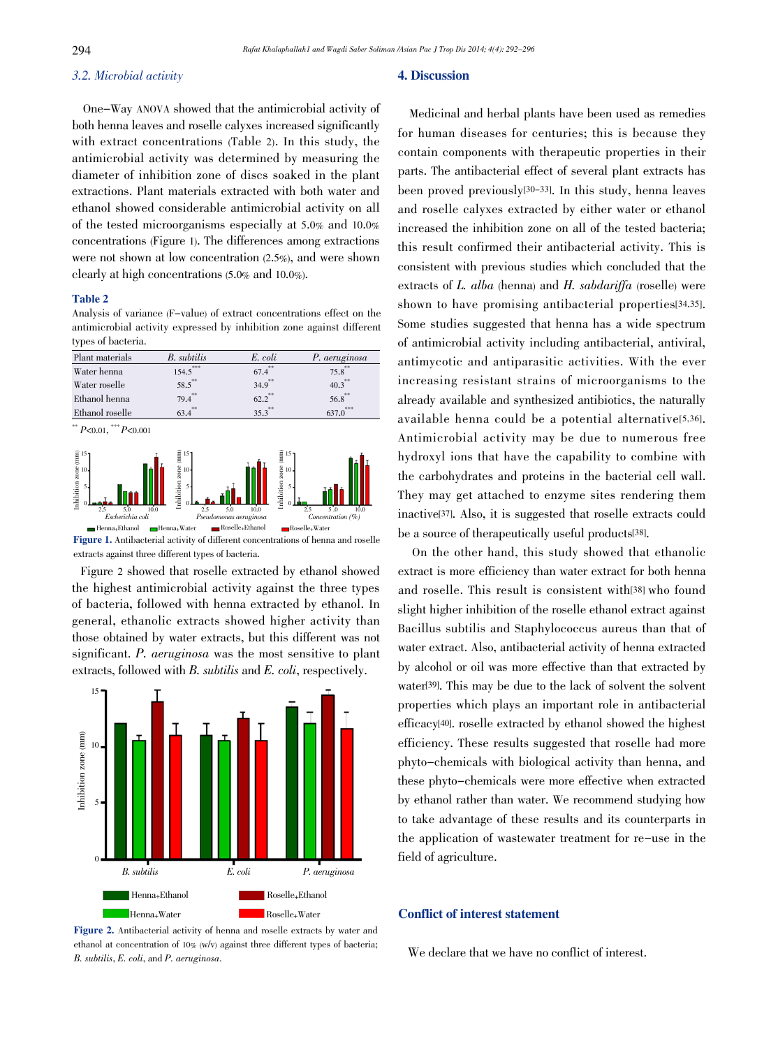### 3.2. Microbial activity

One-Way ANOVA showed that the antimicrobial activity of both henna leaves and roselle calyxes increased significantly with extract concentrations (Table 2). In this study, the antimicrobial activity was determined by measuring the diameter of inhibition zone of discs soaked in the plant extractions. Plant materials extracted with both water and ethanol showed considerable antimicrobial activity on all of the tested microorganisms especially at 5.0% and 10.0% concentrations (Figure 1). The differences among extractions were not shown at low concentration (2.5%), and were shown clearly at high concentrations (5.0% and 10.0%).

**Table 2**

Analysis of variance (F-value) of extract concentrations effect on the antimicrobial activity expressed by inhibition zone against different types of bacteria.

| Plant materials | *B. subtilis* | *E. coli* | *P. aeruginosa* |
|---|---|---|---|
| Water henna | 154.5*** | 67.4** | 75.8** |
| Water roselle | 58.5** | 34.9** | 40.3** |
| Ethanol henna | 79.4** | 62.2** | 56.8** |
| Ethanol roselle | 63.4** | 35.3** | 637.0*** |

** $P$<0.01, *** $P$<0.001

**Figure 1.** Antibacterial activity of different concentrations of henna and roselle extracts against three different types of bacteria.

Figure 2 showed that roselle extracted by ethanol showed the highest antimicrobial activity against the three types of bacteria, followed with henna extracted by ethanol. In general, ethanolic extracts showed higher activity than those obtained by water extracts, but this different was not significant. *P. aeruginosa* was the most sensitive to plant extracts, followed with *B. subtilis* and *E. coli*, respectively.

**Figure 2.** Antibacterial activity of henna and roselle extracts by water and ethanol at concentration of 10% (w/v) against three different types of bacteria; *B. subtilis*, *E. coli*, and *P. aeruginosa*.

## 4. Discussion

Medicinal and herbal plants have been used as remedies for human diseases for centuries; this is because they contain components with therapeutic properties in their parts. The antibacterial effect of several plant extracts has been proved previously[30-33]. In this study, henna leaves and roselle calyxes extracted by either water or ethanol increased the inhibition zone on all of the tested bacteria; this result confirmed their antibacterial activity. This is consistent with previous studies which concluded that the extracts of *L. alba* (henna) and *H. sabdariffa* (roselle) were shown to have promising antibacterial properties[34,35]. Some studies suggested that henna has a wide spectrum of antimicrobial activity including antibacterial, antiviral, antimycotic and antiparasitic activities. With the ever increasing resistant strains of microorganisms to the already available and synthesized antibiotics, the naturally available henna could be a potential alternative[5,36]. Antimicrobial activity may be due to numerous free hydroxyl ions that have the capability to combine with the carbohydrates and proteins in the bacterial cell wall. They may get attached to enzyme sites rendering them inactive[37]. Also, it is suggested that roselle extracts could be a source of therapeutically useful products[38].

On the other hand, this study showed that ethanolic extract is more efficiency than water extract for both henna and roselle. This result is consistent with[38] who found slight higher inhibition of the roselle ethanol extract against Bacillus subtilis and Staphylococcus aureus than that of water extract. Also, antibacterial activity of henna extracted by alcohol or oil was more effective than that extracted by water[39]. This may be due to the lack of solvent the solvent properties which plays an important role in antibacterial efficacy[40]. roselle extracted by ethanol showed the highest efficiency. These results suggested that roselle had more phyto-chemicals with biological activity than henna, and these phyto-chemicals were more effective when extracted by ethanol rather than water. We recommend studying how to take advantage of these results and its counterparts in the application of wastewater treatment for re-use in the field of agriculture.

## Conflict of interest statement

We declare that we have no conflict of interest.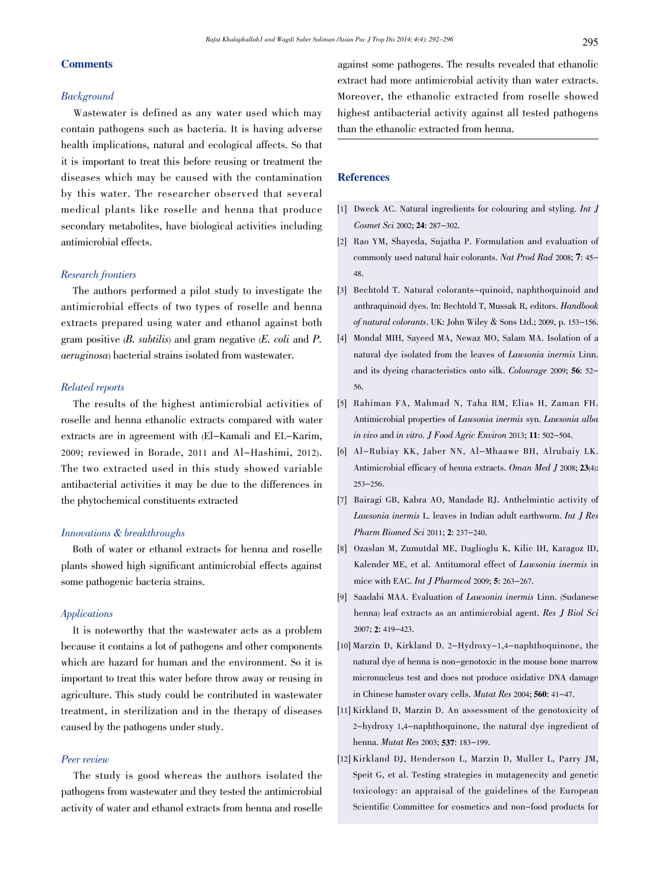## Comments

### *Background*

Wastewater is defined as any water used which may contain pathogens such as bacteria. It is having adverse health implications, natural and ecological affects. So that it is important to treat this before reusing or treatment the diseases which may be caused with the contamination by this water. The researcher observed that several medical plants like roselle and henna that produce secondary metabolites, have biological activities including antimicrobial effects.

### *Research frontiers*

The authors performed a pilot study to investigate the antimicrobial effects of two types of roselle and henna extracts prepared using water and ethanol against both gram positive (*B. subtilis*) and gram negative (*E. coli* and *P. aeruginosa*) bacterial strains isolated from wastewater.

### *Related reports*

The results of the highest antimicrobial activities of roselle and henna ethanolic extracts compared with water extracts are in agreement with (El-Kamali and EL-Karim, 2009; reviewed in Borade, 2011 and Al-Hashimi, 2012). The two extracted used in this study showed variable antibacterial activities it may be due to the differences in the phytochemical constituents extracted

### *Innovations & breakthroughs*

Both of water or ethanol extracts for henna and roselle plants showed high significant antimicrobial effects against some pathogenic bacteria strains.

### *Applications*

It is noteworthy that the wastewater acts as a problem because it contains a lot of pathogens and other components which are hazard for human and the environment. So it is important to treat this water before throw away or reusing in agriculture. This study could be contributed in wastewater treatment, in sterilization and in the therapy of diseases caused by the pathogens under study.

### *Peer review*

The study is good whereas the authors isolated the pathogens from wastewater and they tested the antimicrobial activity of water and ethanol extracts from henna and roselle against some pathogens. The results revealed that ethanolic extract had more antimicrobial activity than water extracts. Moreover, the ethanolic extracted from roselle showed highest antibacterial activity against all tested pathogens than the ethanolic extracted from henna.

## References

[1] Dweck AC. Natural ingredients for colouring and styling. *Int J Cosmet Sci* 2002; **24**: 287-302.

[2] Rao YM, Shayeda, Sujatha P. Formulation and evaluation of commonly used natural hair colorants. *Nat Prod Rad* 2008; **7**: 45-48.

[3] Bechtold T. Natural colorants-quinoid, naphthoquinoid and anthraquinoid dyes. In: Bechtold T, Mussak R, editors. *Handbook of natural colorants*. UK: John Wiley & Sons Ltd.; 2009, p. 153-156.

[4] Mondal MIH, Sayeed MA, Newaz MO, Salam MA. Isolation of a natural dye isolated from the leaves of *Lawsonia inermis* Linn. and its dyeing characteristics onto silk. *Colourage* 2009; **56**: 52-56.

[5] Rahiman FA, Mahmad N, Taha RM, Elias H, Zaman FH. Antimicrobial properties of *Lawsonia inermis* syn. *Lawsonia alba in vivo* and *in vitro*. *J Food Agric Environ* 2013; **11**: 502-504.

[6] Al-Rubiay KK, Jaber NN, Al-Mhaawe BH, Alrubaiy LK. Antimicrobial efficacy of henna extracts. *Oman Med J* 2008; **23**(4): 253-256.

[7] Bairagi GB, Kabra AO, Mandade RJ. Anthelmintic activity of *Lawsonia inermis* L. leaves in Indian adult earthworm. *Int J Res Pharm Biomed Sci* 2011; **2**: 237-240.

[8] Ozaslan M, Zumutdal ME, Daglioglu K, Kilic IH, Karagoz ID, Kalender ME, et al. Antitumoral effect of *Lawsonia inermis* in mice with EAC. *Int J Pharmcol* 2009; **5**: 263-267.

[9] Saadabi MAA. Evaluation of *Lawsonia inermis* Linn. (Sudanese henna) leaf extracts as an antimicrobial agent. *Res J Biol Sci* 2007; **2**: 419-423.

[10] Marzin D, Kirkland D. 2-Hydroxy-1,4-naphthoquinone, the natural dye of henna is non-genotoxic in the mouse bone marrow micronucleus test and does not produce oxidative DNA damage in Chinese hamster ovary cells. *Mutat Res* 2004; **560**: 41-47.

[11] Kirkland D, Marzin D. An assessment of the genotoxicity of 2-hydroxy 1,4-naphthoquinone, the natural dye ingredient of henna. *Mutat Res* 2003; **537**: 183-199.

[12] Kirkland DJ, Henderson L, Marzin D, Muller L, Parry JM, Speit G, et al. Testing strategies in mutagenecity and genetic toxicology: an appraisal of the guidelines of the European Scientific Committee for cosmetics and non-food products for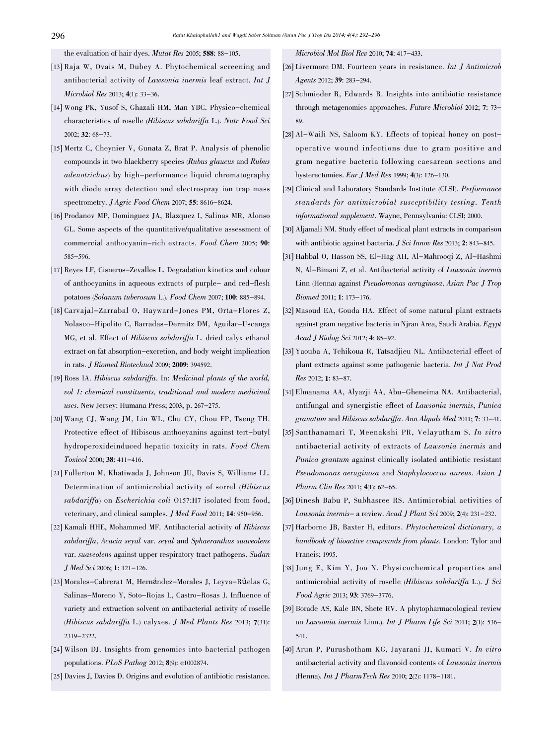the evaluation of hair dyes. *Mutat Res* 2005; **588**: 88–105.

[13] Raja W, Ovais M, Dubey A. Phytochemical screening and antibacterial activity of *Lawsonia inermis* leaf extract. *Int J Microbiol Res* 2013; **4**(1): 33–36.

[14] Wong PK, Yusof S, Ghazali HM, Man YBC. Physico-chemical characteristics of roselle (*Hibiscus sabdariffa* L.). *Nutr Food Sci* 2002; **32**: 68–73.

[15] Mertz C, Cheynier V, Gunata Z, Brat P. Analysis of phenolic compounds in two blackberry species (*Rubus glaucus* and *Rubus adenotrichus*) by high-performance liquid chromatography with diode array detection and electrospray ion trap mass spectrometry. *J Agric Food Chem* 2007; **55**: 8616–8624.

[16] Prodanov MP, Dominguez JA, Blazquez I, Salinas MR, Alonso GL. Some aspects of the quantitative/qualitative assessment of commercial anthocyanin-rich extracts. *Food Chem* 2005; **90**: 585–596.

[17] Reyes LF, Cisneros-Zevallos L. Degradation kinetics and colour of anthocyanins in aqueous extracts of purple- and red-flesh potatoes (*Solanum tuberosum* L.). *Food Chem* 2007; **100**: 885–894.

[18] Carvajal-Zarrabal O, Hayward-Jones PM, Orta-Flores Z, Nolasco-Hipolito C, Barradas-Dermitz DM, Aguilar-Uscanga MG, et al. Effect of *Hibiscus sabdariffa* L. dried calyx ethanol extract on fat absorption-excretion, and body weight implication in rats. *J Biomed Biotechnol* 2009; **2009**: 394592.

[19] Ross IA. *Hibiscus sabdariffa*. In: *Medicinal plants of the world, vol 1: chemical constituents, traditional and modern medicinal uses*. New Jersey: Humana Press; 2003, p. 267–275.

[20] Wang CJ, Wang JM, Lin WL, Chu CY, Chou FP, Tseng TH. Protective effect of Hibiscus anthocyanins against tert-butyl hydroperoxideinduced hepatic toxicity in rats. *Food Chem Toxicol* 2000; **38**: 411–416.

[21] Fullerton M, Khatiwada J, Johnson JU, Davis S, Williams LL. Determination of antimicrobial activity of sorrel (*Hibiscus sabdariffa*) on *Escherichia coli* O157:H7 isolated from food, veterinary, and clinical samples. *J Med Food* 2011; **14**: 950–956.

[22] Kamali HHE, Mohammed MF. Antibacterial activity of *Hibiscus sabdariffa*, *Acacia seyal* var. *seyal* and *Sphaeranthus suaveolens* var. *suaveolens* against upper respiratory tract pathogens. *Sudan J Med Sci* 2006; **1**: 121–126.

[23] Morales-Cabrera1 M, Hernández-Morales J, Leyva-Rúelas G, Salinas-Moreno Y, Soto-Rojas L, Castro-Rosas J. Influence of variety and extraction solvent on antibacterial activity of roselle (*Hibiscus sabdariffa* L.) calyxes. *J Med Plants Res* 2013; **7**(31): 2319–2322.

[24] Wilson DJ. Insights from genomics into bacterial pathogen populations. *PLoS Pathog* 2012; **8**(9): e1002874.

[25] Davies J, Davies D. Origins and evolution of antibiotic resistance. *Microbiol Mol Biol Rev* 2010; **74**: 417–433.

[26] Livermore DM. Fourteen years in resistance. *Int J Antimicrob Agents* 2012; **39**: 283–294.

[27] Schmieder R, Edwards R. Insights into antibiotic resistance through metagenomics approaches. *Future Microbiol* 2012; **7**: 73–89.

[28] Al-Waili NS, Saloom KY. Effects of topical honey on post-operative wound infections due to gram positive and gram negative bacteria following caesarean sections and hysterectomies. *Eur J Med Res* 1999; **4**(3): 126–130.

[29] Clinical and Laboratory Standards Institute (CLSI). *Performance standards for antimicrobial susceptibility testing. Tenth informational supplement*. Wayne, Pennsylvania: CLSI; 2000.

[30] Aljamali NM. Study effect of medical plant extracts in comparison with antibiotic against bacteria. *J Sci Innov Res* 2013; **2**: 843–845.

[31] Habbal O, Hasson SS, El-Hag AH, Al-Mahrooqi Z, Al-Hashmi N, Al-Bimani Z, et al. Antibacterial activity of *Lawsonia inermis* Linn (Henna) against *Pseudomonas aeruginosa*. *Asian Pac J Trop Biomed* 2011; **1**: 173–176.

[32] Masoud EA, Gouda HA. Effect of some natural plant extracts against gram negative bacteria in Njran Area, Saudi Arabia. *Egypt Acad J Biolog Sci* 2012; **4**: 85–92.

[33] Yaouba A, Tchikoua R, Tatsadjieu NL. Antibacterial effect of plant extracts against some pathogenic bacteria. *Int J Nat Prod Res* 2012; **1**: 83–87.

[34] Elmanama AA, Alyazji AA, Abu-Gheneima NA. Antibacterial, antifungal and synergistic effect of *Lawsonia inermis*, *Punica granatum* and *Hibiscus sabdariffa*. *Ann Alquds Med* 2011; **7**: 33–41.

[35] Santhanamari T, Meenakshi PR, Velayutham S. *In vitro* antibacterial activity of extracts of *Lawsonia inermis* and *Punica grantum* against clinically isolated antibiotic resistant *Pseudomonas aeruginosa* and *Staphylococcus aureus*. *Asian J Pharm Clin Res* 2011; **4**(1): 62–65.

[36] Dinesh Babu P, Subhasree RS. Antimicrobial activities of *Lawsonia inermis*– a review. *Acad J Plant Sci* 2009; **2**(4): 231–232.

[37] Harborne JB, Baxter H, editors. *Phytochemical dictionary, a handbook of bioactive compounds from plants*. London: Tylor and Francis; 1995.

[38] Jung E, Kim Y, Joo N. Physicochemical properties and antimicrobial activity of roselle (*Hibiscus sabdariffa* L.). *J Sci Food Agric* 2013; **93**: 3769–3776.

[39] Borade AS, Kale BN, Shete RV. A phytopharmacological review on *Lawsonia inermis* Linn.). *Int J Pharm Life Sci* 2011; **2**(1): 536–541.

[40] Arun P, Purushotham KG, Jayarani JJ, Kumari V. *In vitro* antibacterial activity and flavonoid contents of *Lawsonia inermis* (Henna). *Int J PharmTech Res* 2010; **2**(2): 1178–1181.